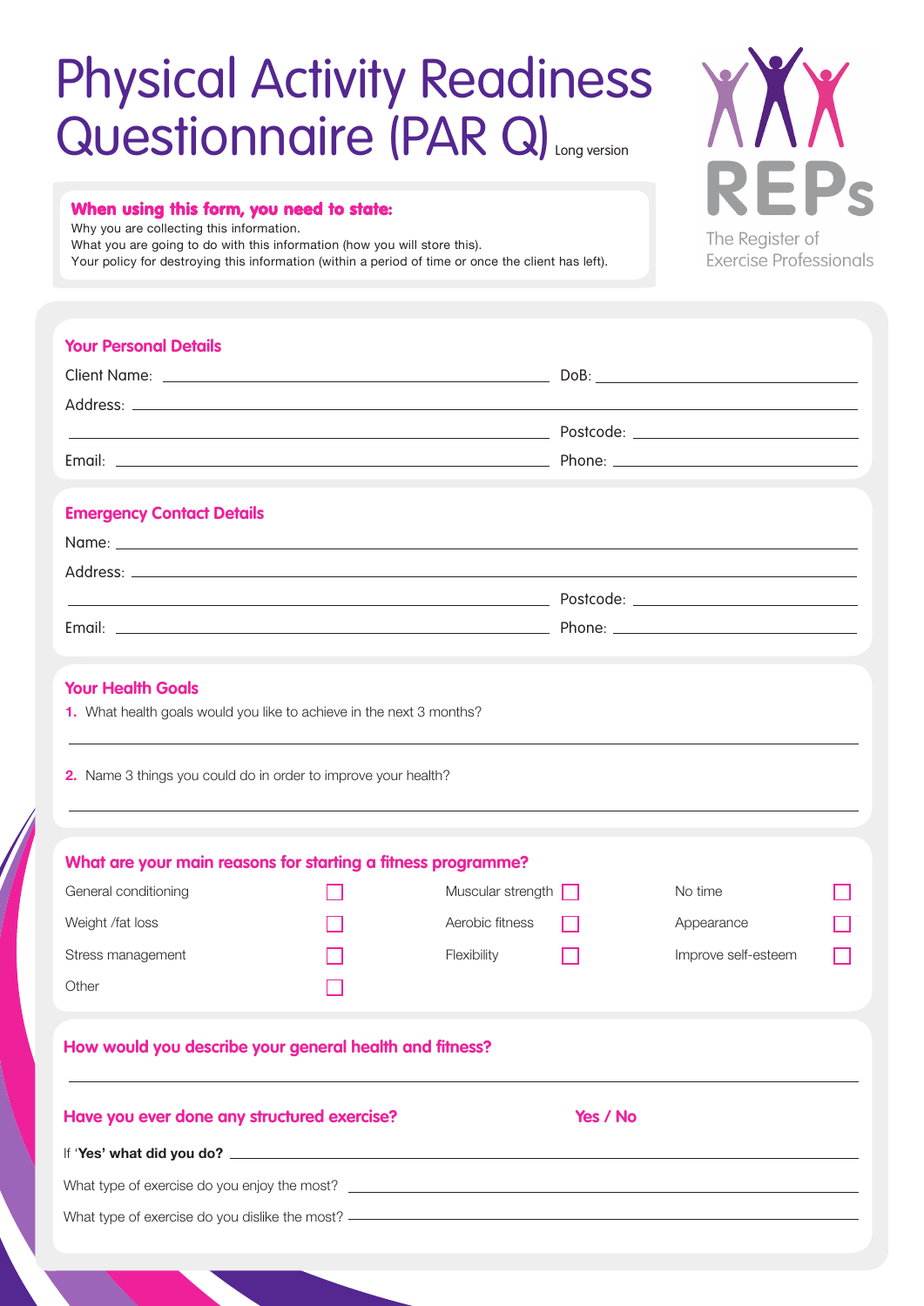# Physical Activity Readiness Questionnaire (PAR Q) Long version

REPs
The Register of Exercise Professionals

**When using this form, you need to state:**

Why you are collecting this information.
What you are going to do with this information (how you will store this).
Your policy for destroying this information (within a period of time or once the client has left).

## Your Personal Details

Client Name: ______________________ DoB: ______________________

Address: ______________________

______________________ Postcode: ______________________

Email: ______________________ Phone: ______________________

## Emergency Contact Details

Name: ______________________

Address: ______________________

______________________ Postcode: ______________________

Email: ______________________ Phone: ______________________

## Your Health Goals

1. What health goals would you like to achieve in the next 3 months?

______________________

2. Name 3 things you could do in order to improve your health?

______________________

## What are your main reasons for starting a fitness programme?

| | | | | | |
|---|---|---|---|---|---|
| General conditioning | ☐ | Muscular strength | ☐ | No time | ☐ |
| Weight /fat loss | ☐ | Aerobic fitness | ☐ | Appearance | ☐ |
| Stress management | ☐ | Flexibility | ☐ | Improve self-esteem | ☐ |
| Other | ☐ | | | | |

## How would you describe your general health and fitness?

______________________

## Have you ever done any structured exercise? Yes / No

If '**Yes' what did you do?** ______________________

What type of exercise do you enjoy the most? ______________________

What type of exercise do you dislike the most? ______________________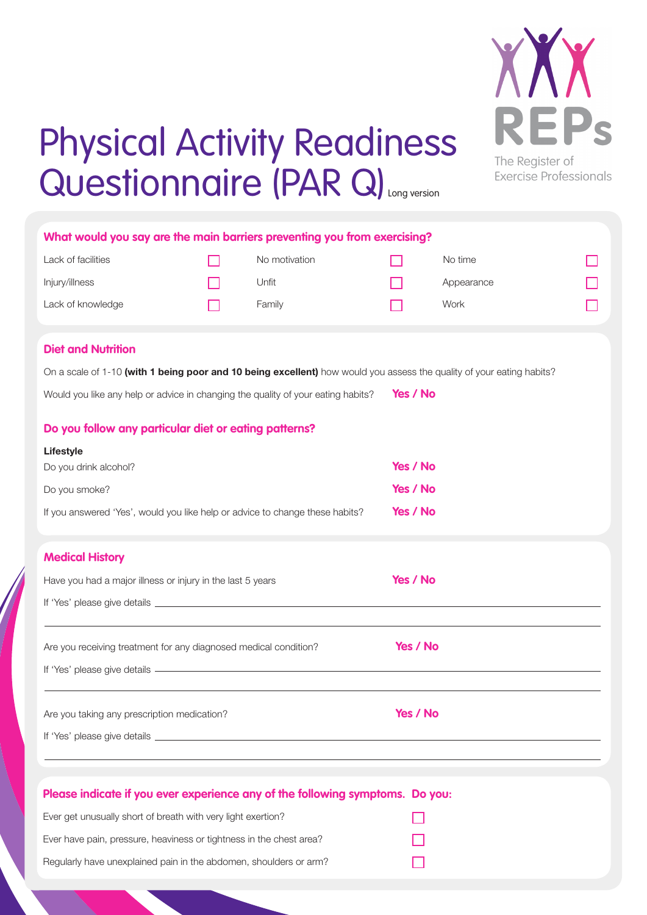# Physical Activity Readiness Questionnaire (PAR Q) Long version

REPs
The Register of Exercise Professionals

## What would you say are the main barriers preventing you from exercising?

| | | | | | |
|---|---|---|---|---|---|
| Lack of facilities | ☐ | No motivation | ☐ | No time | ☐ |
| Injury/illness | ☐ | Unfit | ☐ | Appearance | ☐ |
| Lack of knowledge | ☐ | Family | ☐ | Work | ☐ |

## Diet and Nutrition

On a scale of 1-10 **(with 1 being poor and 10 being excellent)** how would you assess the quality of your eating habits?

Would you like any help or advice in changing the quality of your eating habits? **Yes / No**

## Do you follow any particular diet or eating patterns?

**Lifestyle**

Do you drink alcohol? **Yes / No**

Do you smoke? **Yes / No**

If you answered 'Yes', would you like help or advice to change these habits? **Yes / No**

## Medical History

Have you had a major illness or injury in the last 5 years **Yes / No**

If 'Yes' please give details \_\_\_\_\_\_\_\_\_\_\_\_\_\_\_\_\_\_\_\_\_\_\_\_\_\_\_\_\_\_\_\_\_\_\_\_\_\_\_\_

\_\_\_\_\_\_\_\_\_\_\_\_\_\_\_\_\_\_\_\_\_\_\_\_\_\_\_\_\_\_\_\_\_\_\_\_\_\_\_\_\_\_\_\_\_\_\_\_\_\_\_\_\_\_\_\_\_\_

Are you receiving treatment for any diagnosed medical condition? **Yes / No**

If 'Yes' please give details \_\_\_\_\_\_\_\_\_\_\_\_\_\_\_\_\_\_\_\_\_\_\_\_\_\_\_\_\_\_\_\_\_\_\_\_\_\_\_\_

\_\_\_\_\_\_\_\_\_\_\_\_\_\_\_\_\_\_\_\_\_\_\_\_\_\_\_\_\_\_\_\_\_\_\_\_\_\_\_\_\_\_\_\_\_\_\_\_\_\_\_\_\_\_\_\_\_\_

Are you taking any prescription medication? **Yes / No**

If 'Yes' please give details \_\_\_\_\_\_\_\_\_\_\_\_\_\_\_\_\_\_\_\_\_\_\_\_\_\_\_\_\_\_\_\_\_\_\_\_\_\_\_\_

\_\_\_\_\_\_\_\_\_\_\_\_\_\_\_\_\_\_\_\_\_\_\_\_\_\_\_\_\_\_\_\_\_\_\_\_\_\_\_\_\_\_\_\_\_\_\_\_\_\_\_\_\_\_\_\_\_\_

## Please indicate if you ever experience any of the following symptoms. Do you:

| | |
|---|---|
| Ever get unusually short of breath with very light exertion? | ☐ |
| Ever have pain, pressure, heaviness or tightness in the chest area? | ☐ |
| Regularly have unexplained pain in the abdomen, shoulders or arm? | ☐ |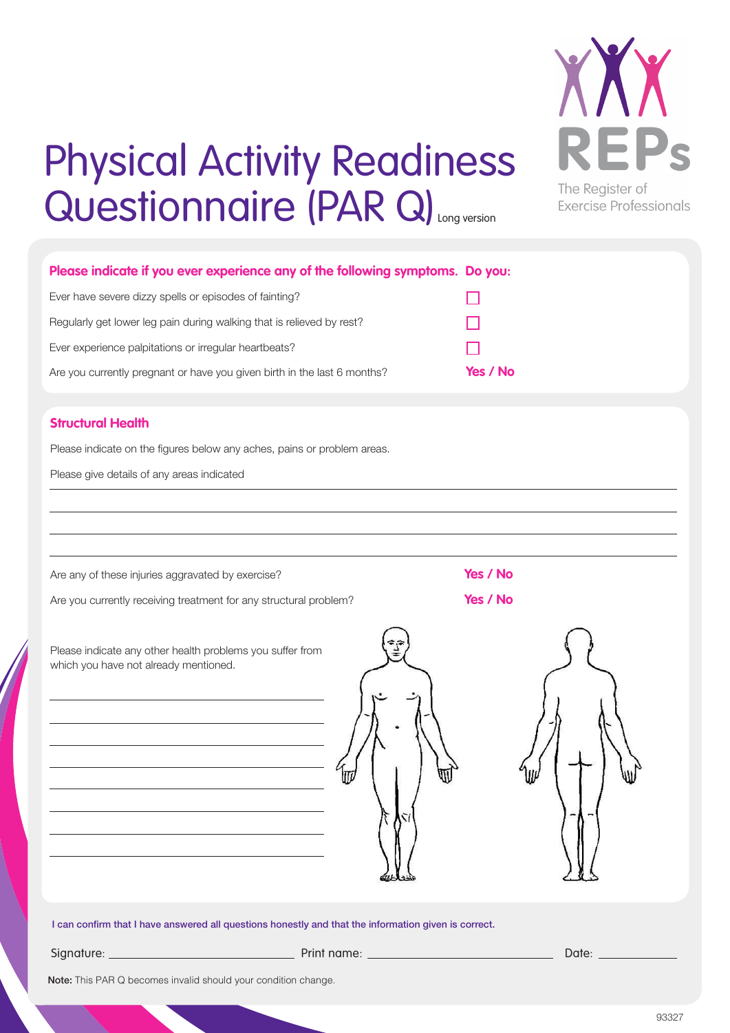# Physical Activity Readiness Questionnaire (PAR Q) Long version

REPs
The Register of Exercise Professionals

**Please indicate if you ever experience any of the following symptoms. Do you:**

| | |
|---|---|
| Ever have severe dizzy spells or episodes of fainting? | ☐ |
| Regularly get lower leg pain during walking that is relieved by rest? | ☐ |
| Ever experience palpitations or irregular heartbeats? | ☐ |
| Are you currently pregnant or have you given birth in the last 6 months? | **Yes / No** |

## Structural Health

Please indicate on the figures below any aches, pains or problem areas.

Please give details of any areas indicated

\_\_\_\_\_\_\_\_\_\_\_\_\_\_\_\_\_\_\_\_\_\_\_\_\_\_\_\_\_\_\_\_\_\_\_\_\_\_\_\_

\_\_\_\_\_\_\_\_\_\_\_\_\_\_\_\_\_\_\_\_\_\_\_\_\_\_\_\_\_\_\_\_\_\_\_\_\_\_\_\_

\_\_\_\_\_\_\_\_\_\_\_\_\_\_\_\_\_\_\_\_\_\_\_\_\_\_\_\_\_\_\_\_\_\_\_\_\_\_\_\_

| | |
|---|---|
| Are any of these injuries aggravated by exercise? | **Yes / No** |
| Are you currently receiving treatment for any structural problem? | **Yes / No** |

Please indicate any other health problems you suffer from which you have not already mentioned.

\_\_\_\_\_\_\_\_\_\_\_\_\_\_\_\_\_\_\_\_\_\_\_\_\_\_\_\_\_\_

\_\_\_\_\_\_\_\_\_\_\_\_\_\_\_\_\_\_\_\_\_\_\_\_\_\_\_\_\_\_

\_\_\_\_\_\_\_\_\_\_\_\_\_\_\_\_\_\_\_\_\_\_\_\_\_\_\_\_\_\_

\_\_\_\_\_\_\_\_\_\_\_\_\_\_\_\_\_\_\_\_\_\_\_\_\_\_\_\_\_\_

\_\_\_\_\_\_\_\_\_\_\_\_\_\_\_\_\_\_\_\_\_\_\_\_\_\_\_\_\_\_

\_\_\_\_\_\_\_\_\_\_\_\_\_\_\_\_\_\_\_\_\_\_\_\_\_\_\_\_\_\_

\_\_\_\_\_\_\_\_\_\_\_\_\_\_\_\_\_\_\_\_\_\_\_\_\_\_\_\_\_\_

\_\_\_\_\_\_\_\_\_\_\_\_\_\_\_\_\_\_\_\_\_\_\_\_\_\_\_\_\_\_

I can confirm that I have answered all questions honestly and that the information given is correct.

Signature: \_\_\_\_\_\_\_\_\_\_\_\_\_\_\_\_\_\_ Print name: \_\_\_\_\_\_\_\_\_\_\_\_\_\_\_\_\_\_ Date: \_\_\_\_\_\_\_\_\_\_

**Note:** This PAR Q becomes invalid should your condition change.

93327